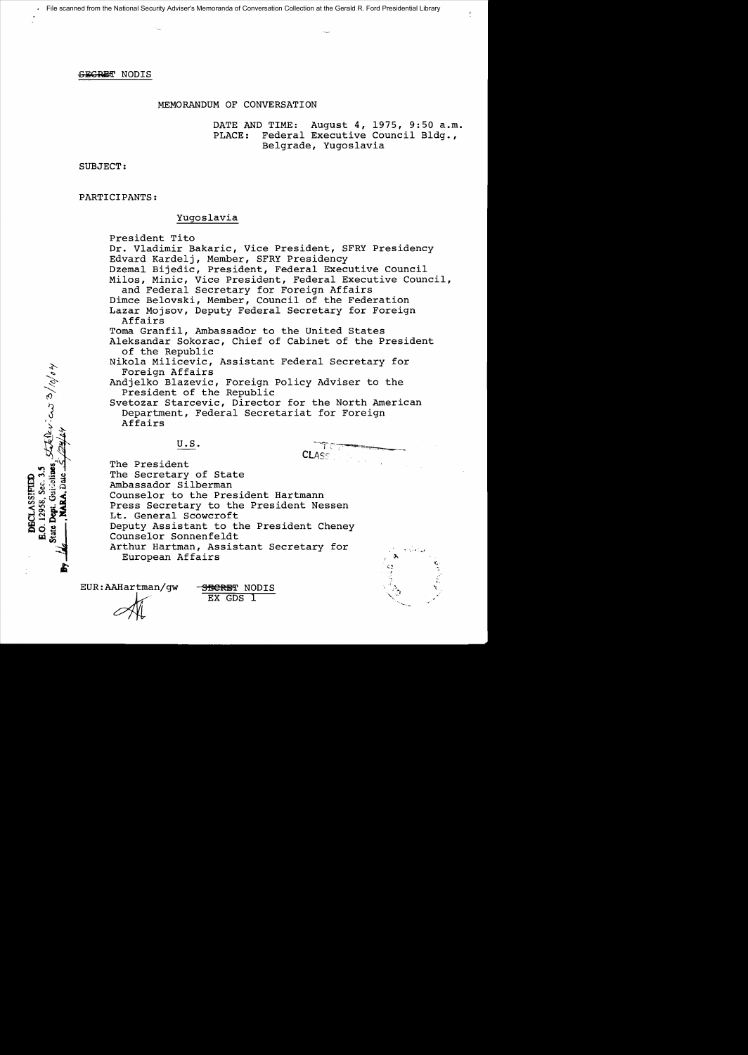File scanned from the National Security Adviser's Memoranda of Conversation Collection at the Gerald R. Ford Presidential Library

~~SECRET~~ NODIS

MEMORANDUM OF CONVERSATION

DATE AND TIME: August 4, 1975, 9:50 a.m.
PLACE: Federal Executive Council Bldg., Belgrade, Yugoslavia

SUBJECT:

PARTICIPANTS:

Yugoslavia

President Tito
Dr. Vladimir Bakaric, Vice President, SFRY Presidency
Edvard Kardelj, Member, SFRY Presidency
Dzemal Bijedic, President, Federal Executive Council
Milos, Minic, Vice President, Federal Executive Council, and Federal Secretary for Foreign Affairs
Dimce Belovski, Member, Council of the Federation
Lazar Mojsov, Deputy Federal Secretary for Foreign Affairs
Toma Granfil, Ambassador to the United States
Aleksandar Sokorac, Chief of Cabinet of the President of the Republic
Nikola Milicevic, Assistant Federal Secretary for Foreign Affairs
Andjelko Blazevic, Foreign Policy Adviser to the President of the Republic
Svetozar Starcevic, Director for the North American Department, Federal Secretariat for Foreign Affairs

U.S.

The President
The Secretary of State
Ambassador Silberman
Counselor to the President Hartmann
Press Secretary to the President Nessen
Lt. General Scowcroft
Deputy Assistant to the President Cheney
Counselor Sonnenfeldt
Arthur Hartman, Assistant Secretary for European Affairs

DECLASSIFIED
E.O. 12958, Sec. 3.5
State Dept. Guidelines, State Review 3/10/04
By ___, NARA, Date 5/24/04

EUR:AAHartman/gw ~~SECRET~~ NODIS
EX GDS 1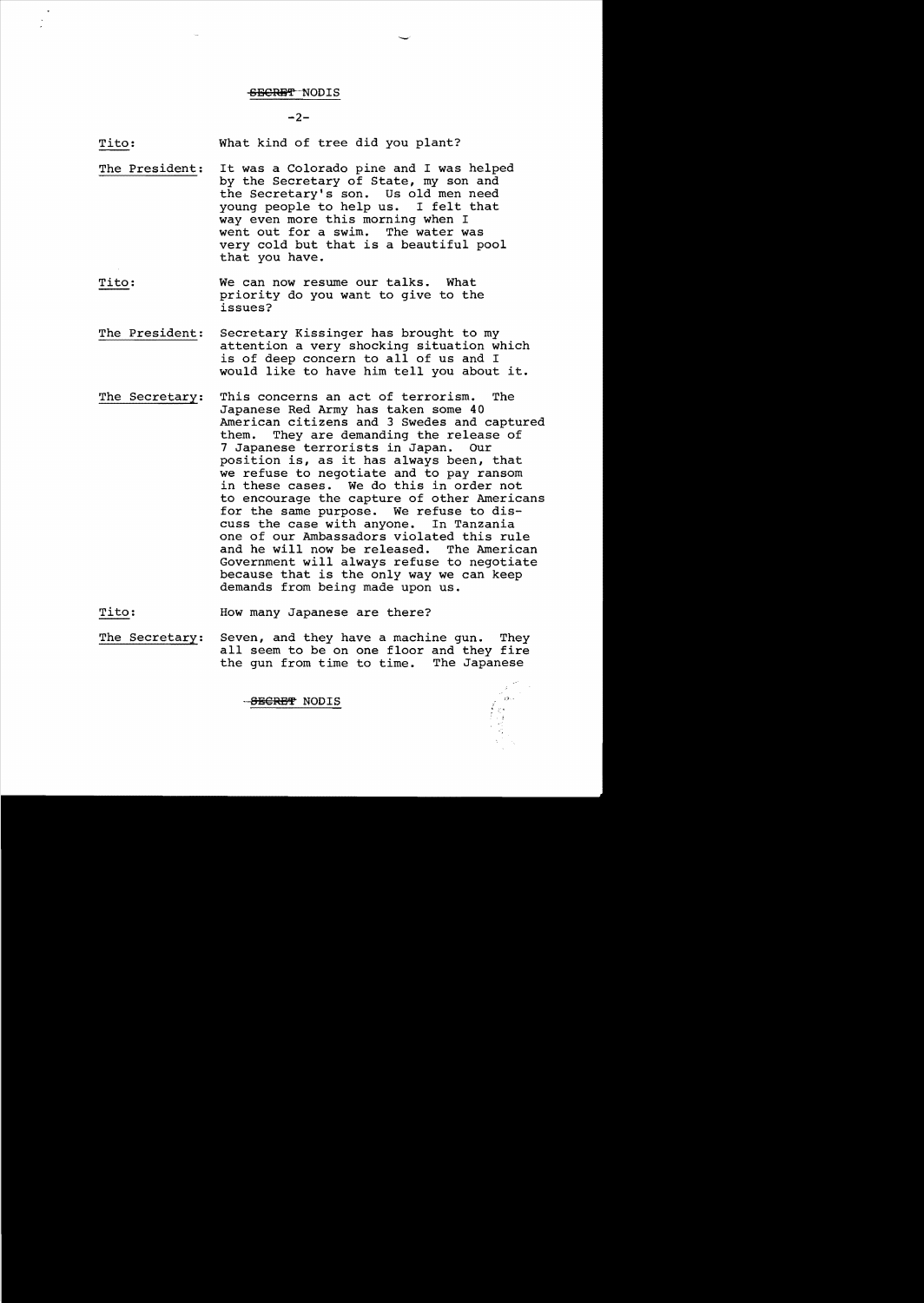SECRET NODIS

Tito: What kind of tree did you plant?

The President: It was a Colorado pine and I was helped by the Secretary of State, my son and the Secretary's son. Us old men need young people to help us. I felt that way even more this morning when I went out for a swim. The water was very cold but that is a beautiful pool that you have.

Tito: We can now resume our talks. What priority do you want to give to the issues?

The President: Secretary Kissinger has brought to my attention a very shocking situation which is of deep concern to all of us and I would like to have him tell you about it.

The Secretary: This concerns an act of terrorism. The Japanese Red Army has taken some 40 American citizens and 3 Swedes and captured them. They are demanding the release of 7 Japanese terrorists in Japan. Our position is, as it has always been, that we refuse to negotiate and to pay ransom in these cases. We do this in order not to encourage the capture of other Americans for the same purpose. We refuse to discuss the case with anyone. In Tanzania one of our Ambassadors violated this rule and he will now be released. The American Government will always refuse to negotiate because that is the only way we can keep demands from being made upon us.

Tito: How many Japanese are there?

The Secretary: Seven, and they have a machine gun. They all seem to be on one floor and they fire the gun from time to time. The Japanese

SECRET NODIS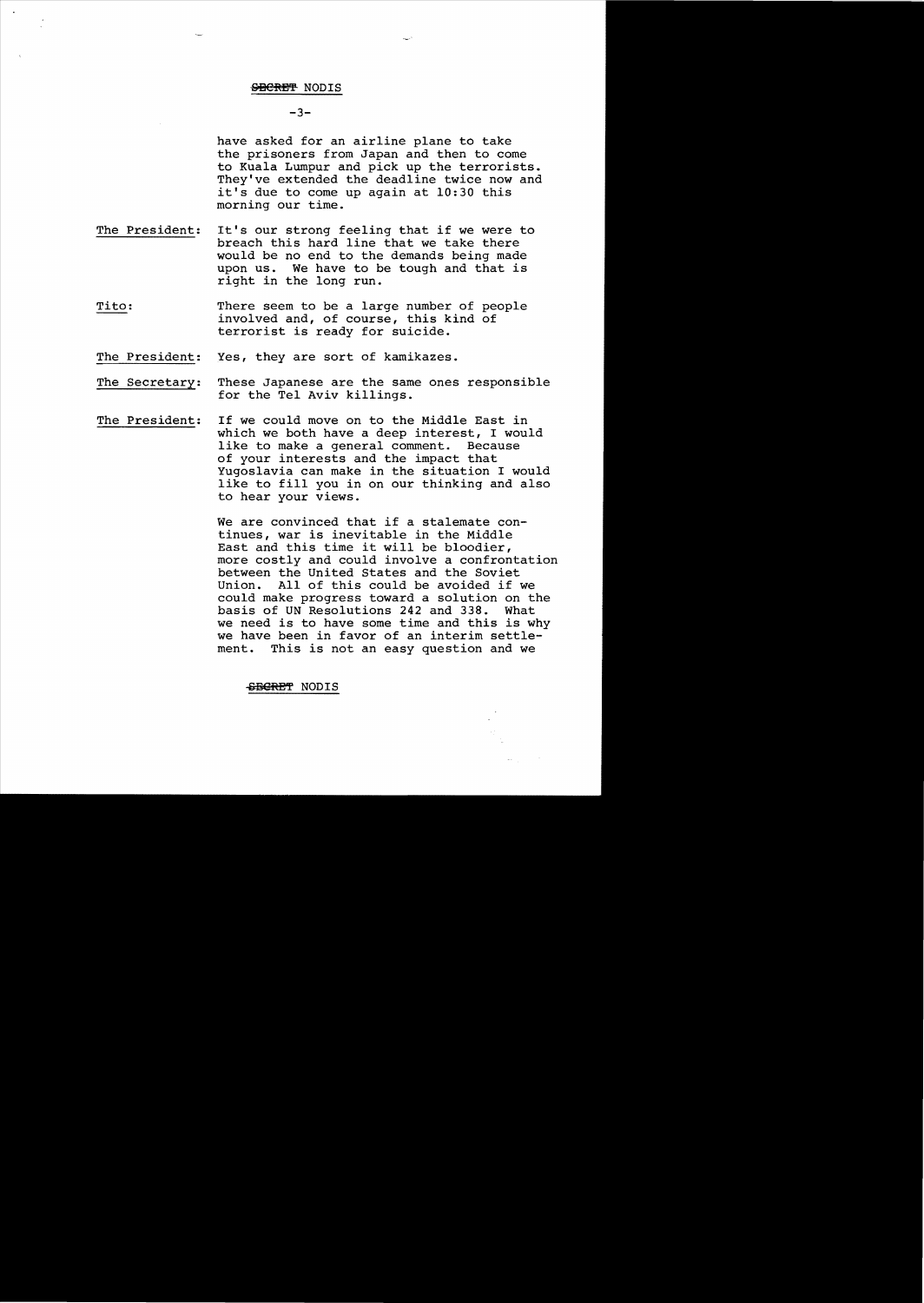have asked for an airline plane to take the prisoners from Japan and then to come to Kuala Lumpur and pick up the terrorists. They've extended the deadline twice now and it's due to come up again at 10:30 this morning our time.

The President: It's our strong feeling that if we were to breach this hard line that we take there would be no end to the demands being made upon us. We have to be tough and that is right in the long run.

Tito: There seem to be a large number of people involved and, of course, this kind of terrorist is ready for suicide.

The President: Yes, they are sort of kamikazes.

The Secretary: These Japanese are the same ones responsible for the Tel Aviv killings.

The President: If we could move on to the Middle East in which we both have a deep interest, I would like to make a general comment. Because of your interests and the impact that Yugoslavia can make in the situation I would like to fill you in on our thinking and also to hear your views.

We are convinced that if a stalemate continues, war is inevitable in the Middle East and this time it will be bloodier, more costly and could involve a confrontation between the United States and the Soviet Union. All of this could be avoided if we could make progress toward a solution on the basis of UN Resolutions 242 and 338. What we need is to have some time and this is why we have been in favor of an interim settlement. This is not an easy question and we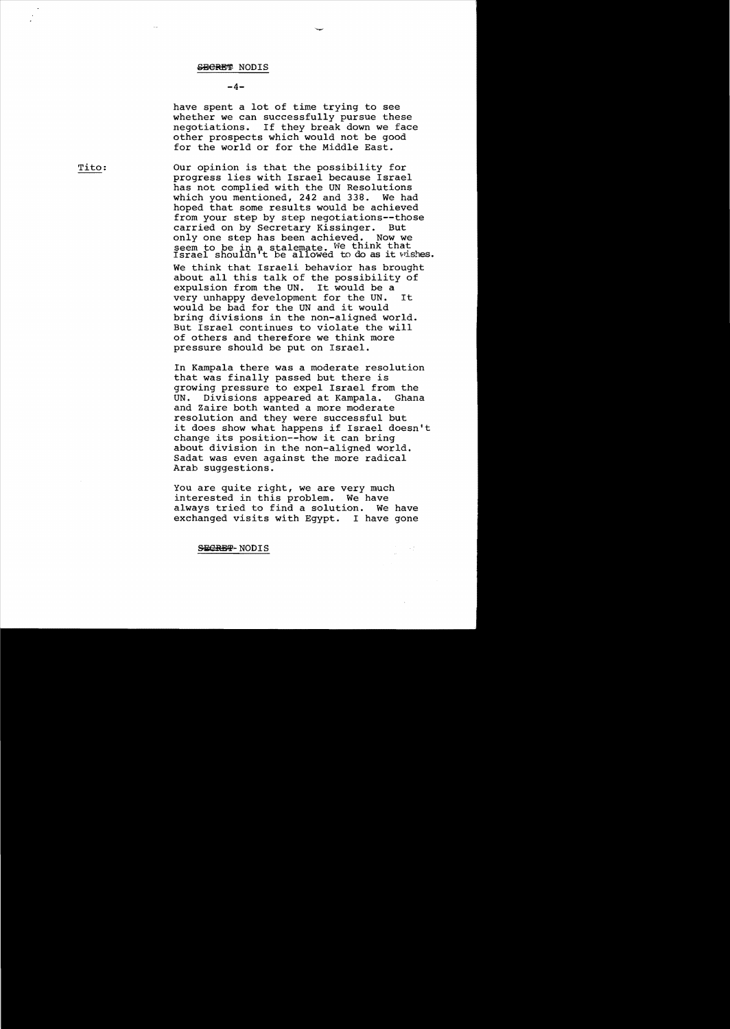have spent a lot of time trying to see whether we can successfully pursue these negotiations. If they break down we face other prospects which would not be good for the world or for the Middle East.

Tito: Our opinion is that the possibility for progress lies with Israel because Israel has not complied with the UN Resolutions which you mentioned, 242 and 338. We had hoped that some results would be achieved from your step by step negotiations--those carried on by Secretary Kissinger. But only one step has been achieved. Now we seem to be in a stalemate. We think that Israel shouldn't be allowed to do as it wishes.

We think that Israeli behavior has brought about all this talk of the possibility of expulsion from the UN. It would be a very unhappy development for the UN. It would be bad for the UN and it would bring divisions in the non-aligned world. But Israel continues to violate the will of others and therefore we think more pressure should be put on Israel.

In Kampala there was a moderate resolution that was finally passed but there is growing pressure to expel Israel from the UN. Divisions appeared at Kampala. Ghana and Zaire both wanted a more moderate resolution and they were successful but it does show what happens if Israel doesn't change its position--how it can bring about division in the non-aligned world. Sadat was even against the more radical Arab suggestions.

You are quite right, we are very much interested in this problem. We have always tried to find a solution. We have exchanged visits with Egypt. I have gone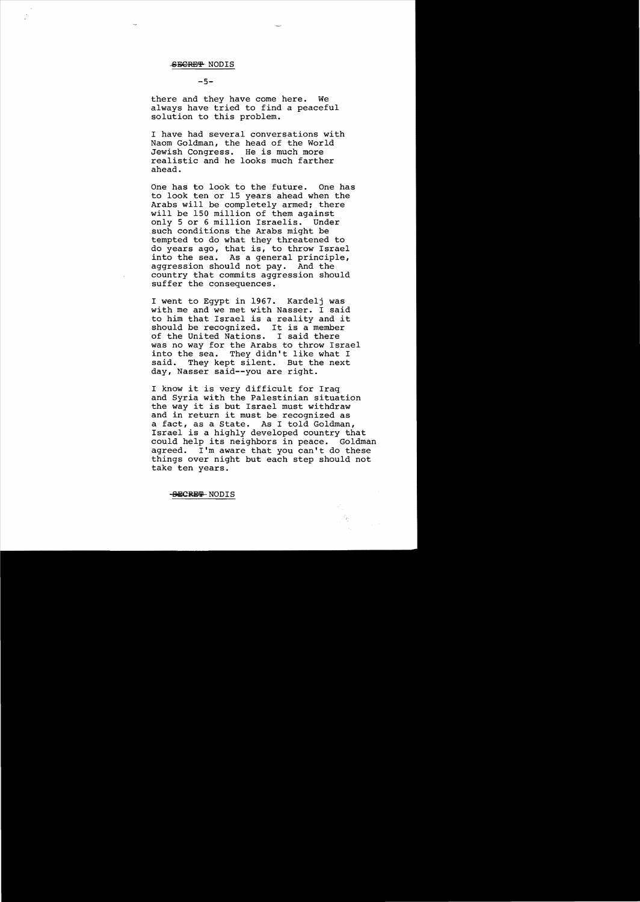there and they have come here. We always have tried to find a peaceful solution to this problem.

I have had several conversations with Naom Goldman, the head of the World Jewish Congress. He is much more realistic and he looks much farther ahead.

One has to look to the future. One has to look ten or 15 years ahead when the Arabs will be completely armed; there will be 150 million of them against only 5 or 6 million Israelis. Under such conditions the Arabs might be tempted to do what they threatened to do years ago, that is, to throw Israel into the sea. As a general principle, aggression should not pay. And the country that commits aggression should suffer the consequences.

I went to Egypt in 1967. Kardelj was with me and we met with Nasser. I said to him that Israel is a reality and it should be recognized. It is a member of the United Nations. I said there was no way for the Arabs to throw Israel into the sea. They didn't like what I said. They kept silent. But the next day, Nasser said--you are right.

I know it is very difficult for Iraq and Syria with the Palestinian situation the way it is but Israel must withdraw and in return it must be recognized as a fact, as a State. As I told Goldman, Israel is a highly developed country that could help its neighbors in peace. Goldman agreed. I'm aware that you can't do these things over night but each step should not take ten years.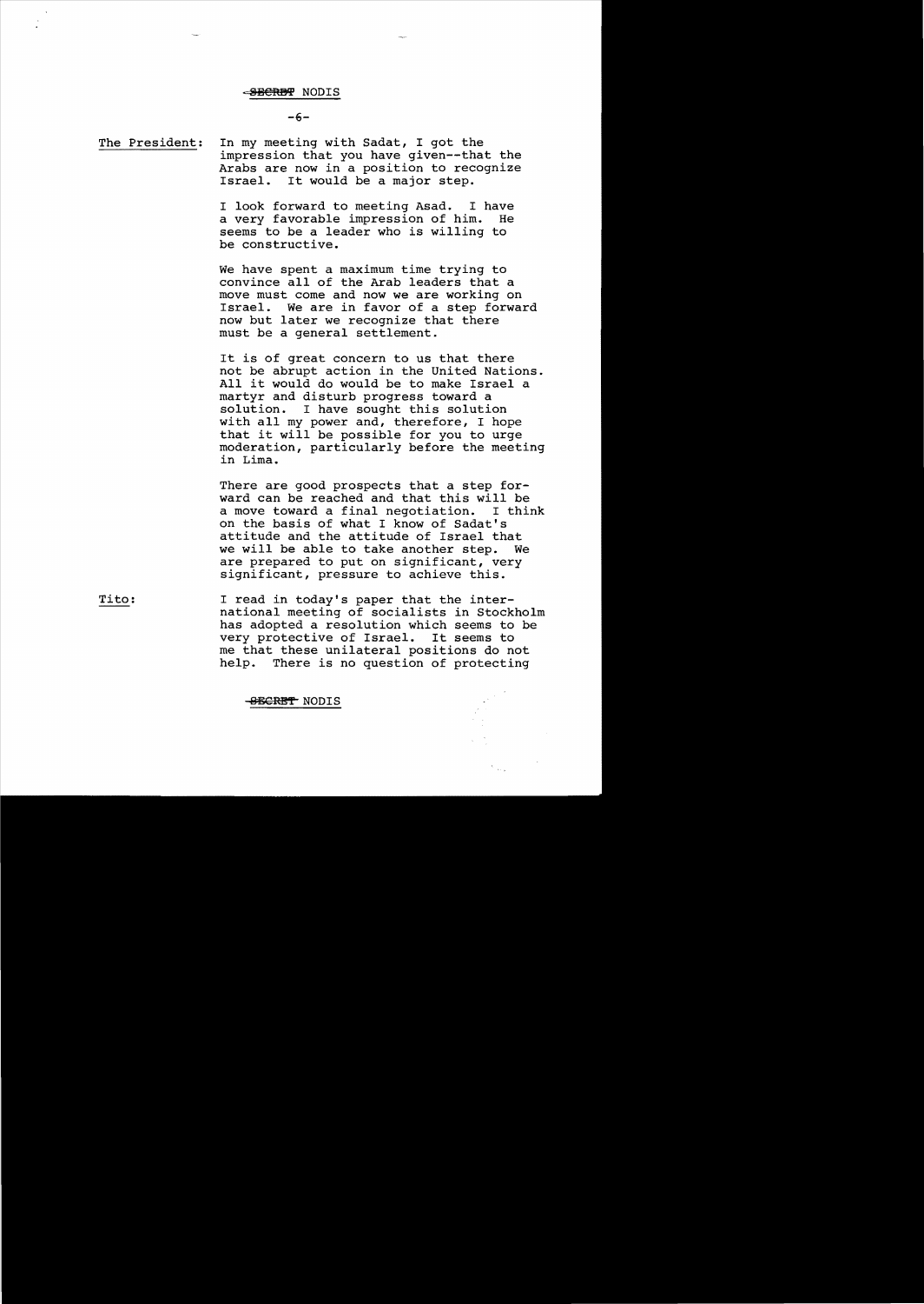**The President:** In my meeting with Sadat, I got the impression that you have given--that the Arabs are now in a position to recognize Israel. It would be a major step.

I look forward to meeting Asad. I have a very favorable impression of him. He seems to be a leader who is willing to be constructive.

We have spent a maximum time trying to convince all of the Arab leaders that a move must come and now we are working on Israel. We are in favor of a step forward now but later we recognize that there must be a general settlement.

It is of great concern to us that there not be abrupt action in the United Nations. All it would do would be to make Israel a martyr and disturb progress toward a solution. I have sought this solution with all my power and, therefore, I hope that it will be possible for you to urge moderation, particularly before the meeting in Lima.

There are good prospects that a step forward can be reached and that this will be a move toward a final negotiation. I think on the basis of what I know of Sadat's attitude and the attitude of Israel that we will be able to take another step. We are prepared to put on significant, very significant, pressure to achieve this.

**Tito:** I read in today's paper that the international meeting of socialists in Stockholm has adopted a resolution which seems to be very protective of Israel. It seems to me that these unilateral positions do not help. There is no question of protecting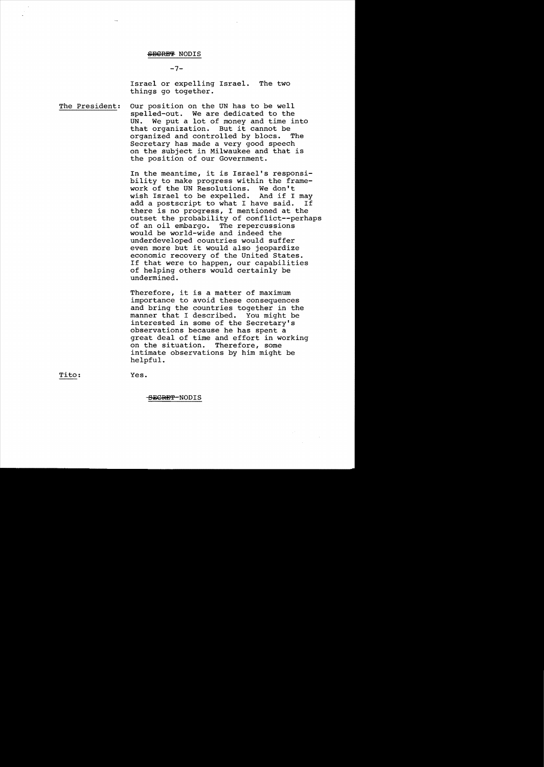SECRET NODIS

Israel or expelling Israel. The two things go together.

**The President:** Our position on the UN has to be well spelled-out. We are dedicated to the UN. We put a lot of money and time into that organization. But it cannot be organized and controlled by blocs. The Secretary has made a very good speech on the subject in Milwaukee and that is the position of our Government.

In the meantime, it is Israel's responsibility to make progress within the framework of the UN Resolutions. We don't wish Israel to be expelled. And if I may add a postscript to what I have said. If there is no progress, I mentioned at the outset the probability of conflict--perhaps of an oil embargo. The repercussions would be world-wide and indeed the underdeveloped countries would suffer even more but it would also jeopardize economic recovery of the United States. If that were to happen, our capabilities of helping others would certainly be undermined.

Therefore, it is a matter of maximum importance to avoid these consequences and bring the countries together in the manner that I described. You might be interested in some of the Secretary's observations because he has spent a great deal of time and effort in working on the situation. Therefore, some intimate observations by him might be helpful.

**Tito:** Yes.

SECRET-NODIS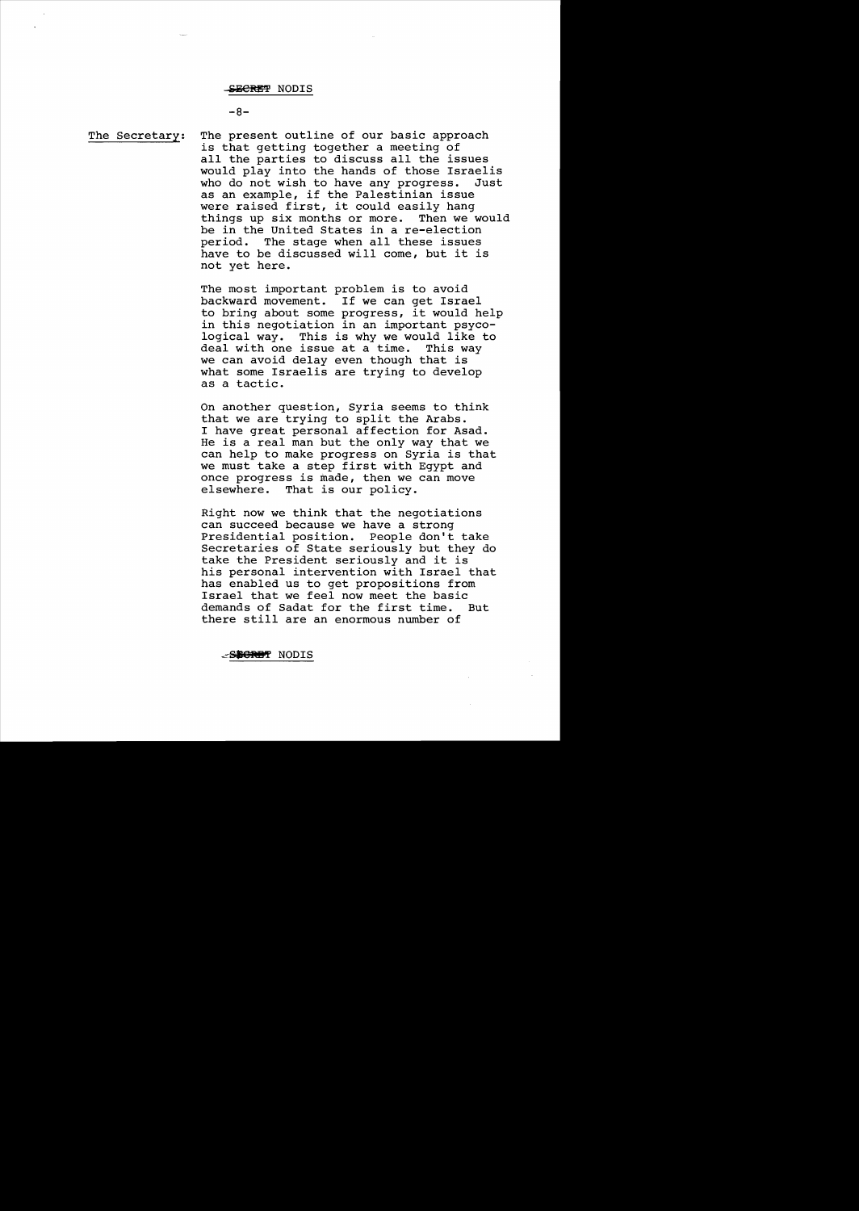The Secretary: The present outline of our basic approach is that getting together a meeting of all the parties to discuss all the issues would play into the hands of those Israelis who do not wish to have any progress. Just as an example, if the Palestinian issue were raised first, it could easily hang things up six months or more. Then we would be in the United States in a re-election period. The stage when all these issues have to be discussed will come, but it is not yet here.

The most important problem is to avoid backward movement. If we can get Israel to bring about some progress, it would help in this negotiation in an important psycological way. This is why we would like to deal with one issue at a time. This way we can avoid delay even though that is what some Israelis are trying to develop as a tactic.

On another question, Syria seems to think that we are trying to split the Arabs. I have great personal affection for Asad. He is a real man but the only way that we can help to make progress on Syria is that we must take a step first with Egypt and once progress is made, then we can move elsewhere. That is our policy.

Right now we think that the negotiations can succeed because we have a strong Presidential position. People don't take Secretaries of State seriously but they do take the President seriously and it is his personal intervention with Israel that has enabled us to get propositions from Israel that we feel now meet the basic demands of Sadat for the first time. But there still are an enormous number of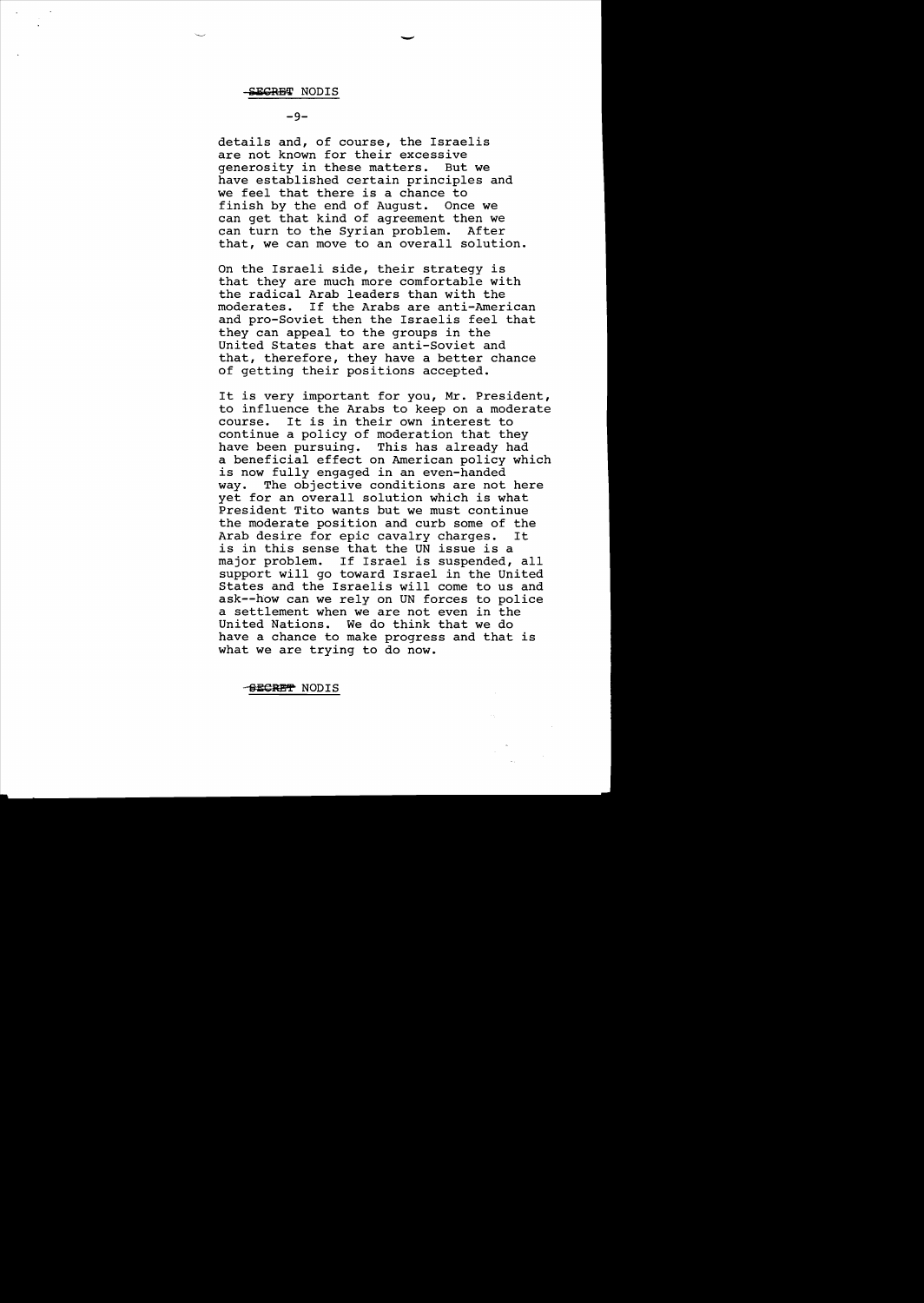details and, of course, the Israelis are not known for their excessive generosity in these matters. But we have established certain principles and we feel that there is a chance to finish by the end of August. Once we can get that kind of agreement then we can turn to the Syrian problem. After that, we can move to an overall solution.

On the Israeli side, their strategy is that they are much more comfortable with the radical Arab leaders than with the moderates. If the Arabs are anti-American and pro-Soviet then the Israelis feel that they can appeal to the groups in the United States that are anti-Soviet and that, therefore, they have a better chance of getting their positions accepted.

It is very important for you, Mr. President, to influence the Arabs to keep on a moderate course. It is in their own interest to continue a policy of moderation that they have been pursuing. This has already had a beneficial effect on American policy which is now fully engaged in an even-handed way. The objective conditions are not here yet for an overall solution which is what President Tito wants but we must continue the moderate position and curb some of the Arab desire for epic cavalry charges. It is in this sense that the UN issue is a major problem. If Israel is suspended, all support will go toward Israel in the United States and the Israelis will come to us and ask--how can we rely on UN forces to police a settlement when we are not even in the United Nations. We do think that we do have a chance to make progress and that is what we are trying to do now.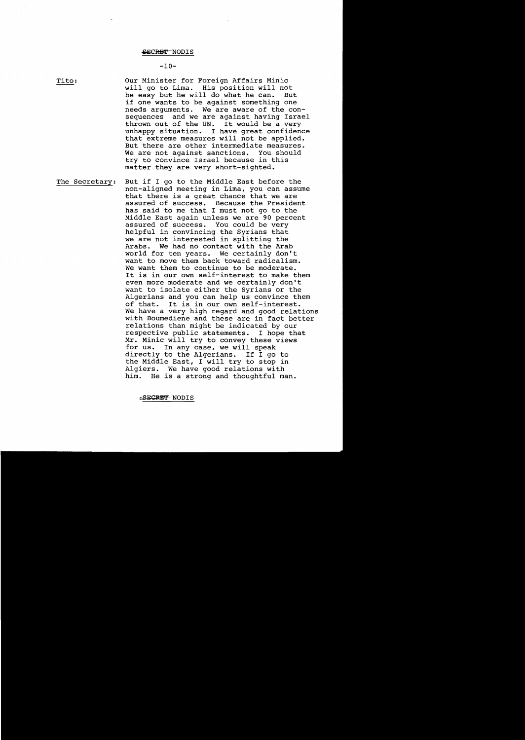**Tito:** Our Minister for Foreign Affairs Minic will go to Lima. His position will not be easy but he will do what he can. But if one wants to be against something one needs arguments. We are aware of the consequences and we are against having Israel thrown out of the UN. It would be a very unhappy situation. I have great confidence that extreme measures will not be applied. But there are other intermediate measures. We are not against sanctions. You should try to convince Israel because in this matter they are very short-sighted.

**The Secretary:** But if I go to the Middle East before the non-aligned meeting in Lima, you can assume that there is a great chance that we are assured of success. Because the President has said to me that I must not go to the Middle East again unless we are 90 percent assured of success. You could be very helpful in convincing the Syrians that we are not interested in splitting the Arabs. We had no contact with the Arab world for ten years. We certainly don't want to move them back toward radicalism. We want them to continue to be moderate. It is in our own self-interest to make them even more moderate and we certainly don't want to isolate either the Syrians or the Algerians and you can help us convince them of that. It is in our own self-interest. We have a very high regard and good relations with Boumediene and these are in fact better relations than might be indicated by our respective public statements. I hope that Mr. Minic will try to convey these views for us. In any case, we will speak directly to the Algerians. If I go to the Middle East, I will try to stop in Algiers. We have good relations with him. He is a strong and thoughtful man.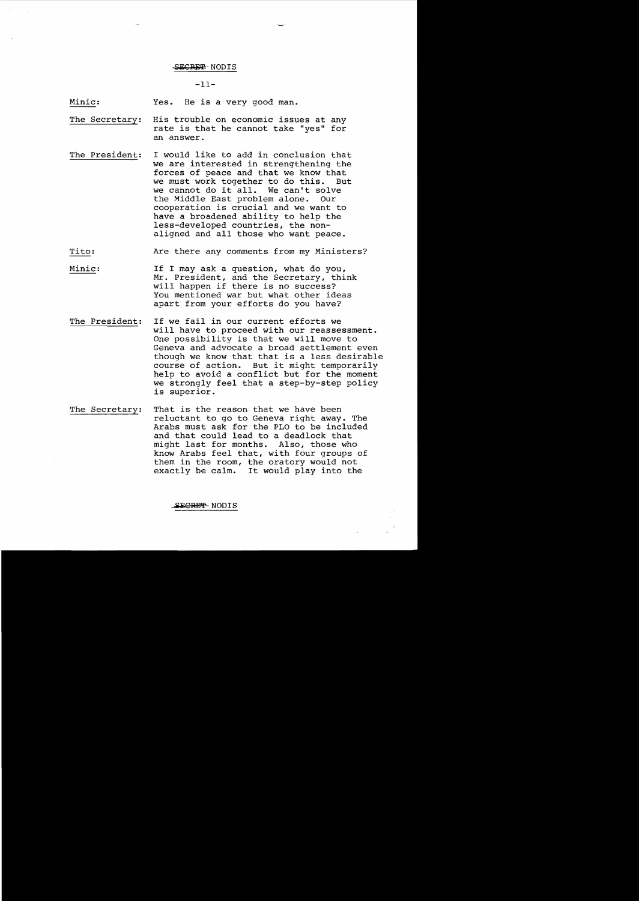SECRET NODIS

**Minic:** Yes. He is a very good man.

**The Secretary:** His trouble on economic issues at any rate is that he cannot take "yes" for an answer.

**The President:** I would like to add in conclusion that we are interested in strengthening the forces of peace and that we know that we must work together to do this. But we cannot do it all. We can't solve the Middle East problem alone. Our cooperation is crucial and we want to have a broadened ability to help the less-developed countries, the non-aligned and all those who want peace.

**Tito:** Are there any comments from my Ministers?

**Minic:** If I may ask a question, what do you, Mr. President, and the Secretary, think will happen if there is no success? You mentioned war but what other ideas apart from your efforts do you have?

**The President:** If we fail in our current efforts we will have to proceed with our reassessment. One possibility is that we will move to Geneva and advocate a broad settlement even though we know that that is a less desirable course of action. But it might temporarily help to avoid a conflict but for the moment we strongly feel that a step-by-step policy is superior.

**The Secretary:** That is the reason that we have been reluctant to go to Geneva right away. The Arabs must ask for the PLO to be included and that could lead to a deadlock that might last for months. Also, those who know Arabs feel that, with four groups of them in the room, the oratory would not exactly be calm. It would play into the

SECRET NODIS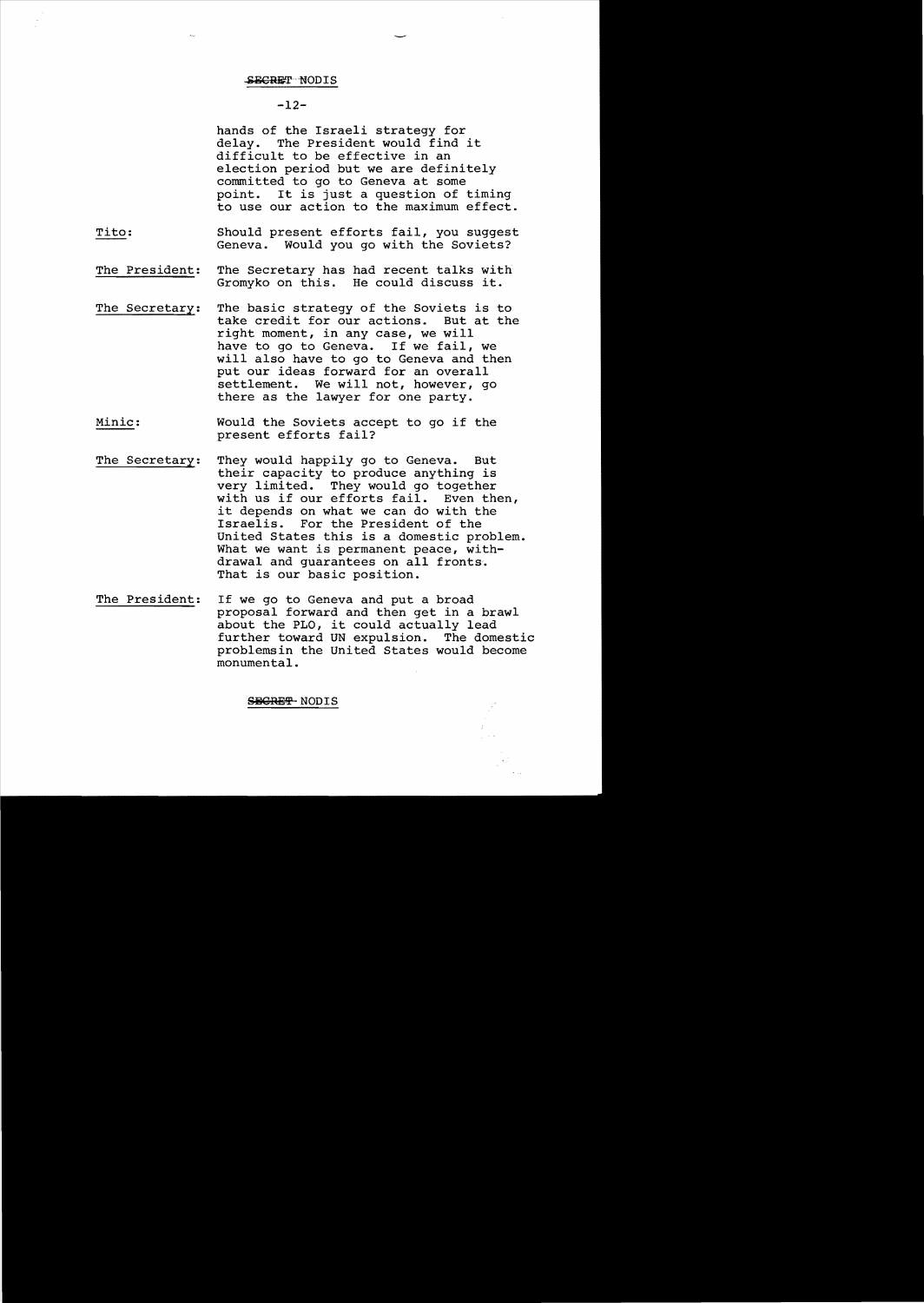SECRET NODIS

hands of the Israeli strategy for delay. The President would find it difficult to be effective in an election period but we are definitely committed to go to Geneva at some point. It is just a question of timing to use our action to the maximum effect.

Tito: Should present efforts fail, you suggest Geneva. Would you go with the Soviets?

The President: The Secretary has had recent talks with Gromyko on this. He could discuss it.

The Secretary: The basic strategy of the Soviets is to take credit for our actions. But at the right moment, in any case, we will have to go to Geneva. If we fail, we will also have to go to Geneva and then put our ideas forward for an overall settlement. We will not, however, go there as the lawyer for one party.

Minic: Would the Soviets accept to go if the present efforts fail?

The Secretary: They would happily go to Geneva. But their capacity to produce anything is very limited. They would go together with us if our efforts fail. Even then, it depends on what we can do with the Israelis. For the President of the United States this is a domestic problem. What we want is permanent peace, withdrawal and guarantees on all fronts. That is our basic position.

The President: If we go to Geneva and put a broad proposal forward and then get in a brawl about the PLO, it could actually lead further toward UN expulsion. The domestic problemsin the United States would become monumental.

SECRET NODIS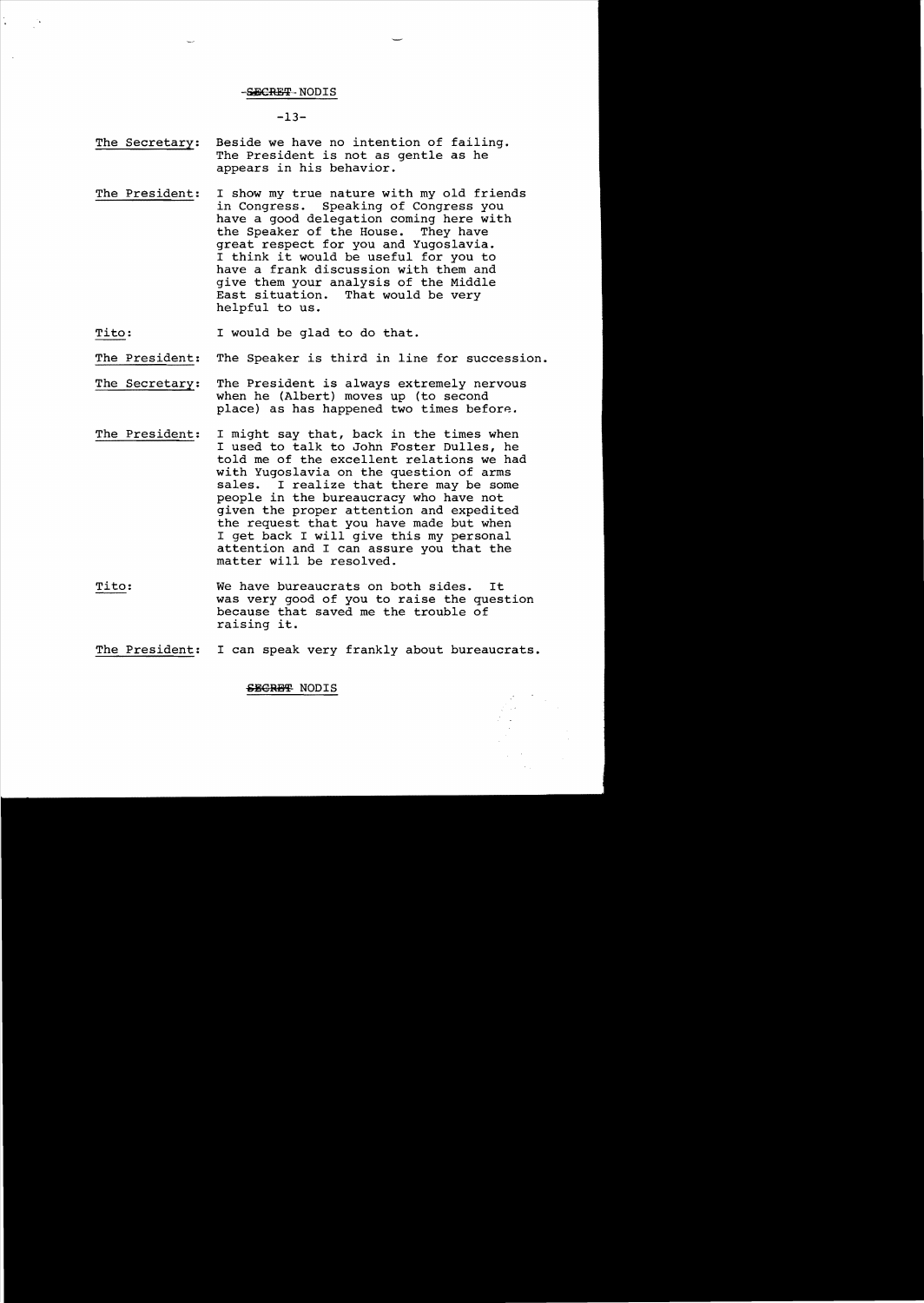**The Secretary:** Beside we have no intention of failing. The President is not as gentle as he appears in his behavior.

**The President:** I show my true nature with my old friends in Congress. Speaking of Congress you have a good delegation coming here with the Speaker of the House. They have great respect for you and Yugoslavia. I think it would be useful for you to have a frank discussion with them and give them your analysis of the Middle East situation. That would be very helpful to us.

**Tito:** I would be glad to do that.

**The President:** The Speaker is third in line for succession.

**The Secretary:** The President is always extremely nervous when he (Albert) moves up (to second place) as has happened two times before.

**The President:** I might say that, back in the times when I used to talk to John Foster Dulles, he told me of the excellent relations we had with Yugoslavia on the question of arms sales. I realize that there may be some people in the bureaucracy who have not given the proper attention and expedited the request that you have made but when I get back I will give this my personal attention and I can assure you that the matter will be resolved.

**Tito:** We have bureaucrats on both sides. It was very good of you to raise the question because that saved me the trouble of raising it.

**The President:** I can speak very frankly about bureaucrats.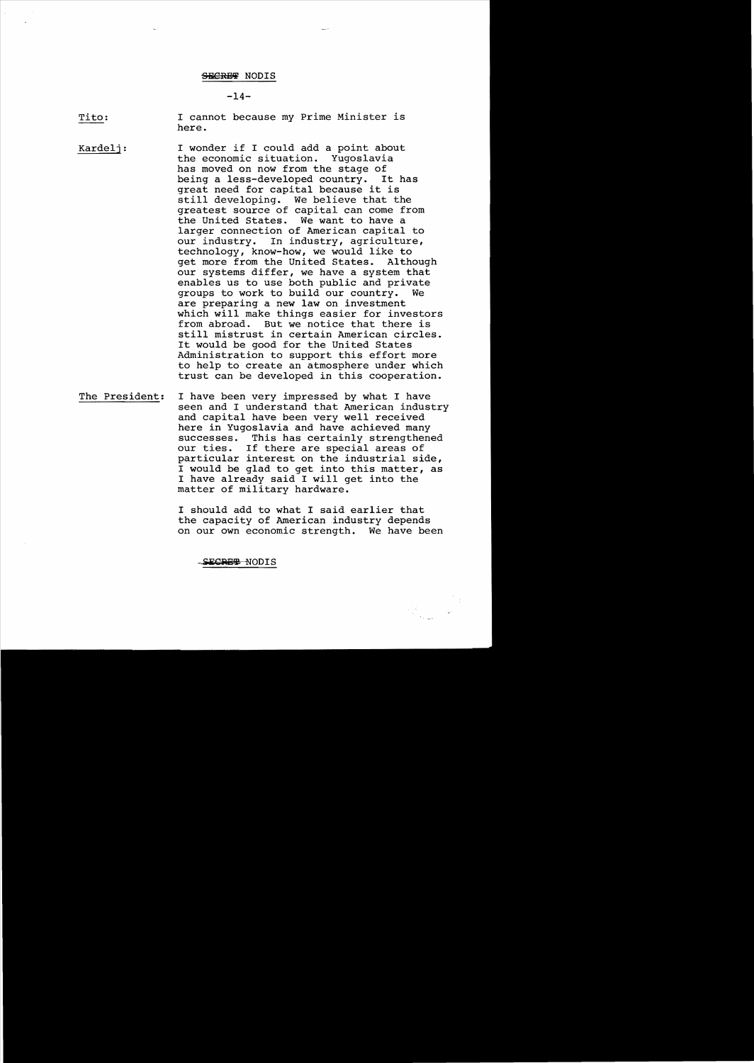SECRET NODIS

**Tito:** I cannot because my Prime Minister is here.

**Kardelj:** I wonder if I could add a point about the economic situation. Yugoslavia has moved on now from the stage of being a less-developed country. It has great need for capital because it is still developing. We believe that the greatest source of capital can come from the United States. We want to have a larger connection of American capital to our industry. In industry, agriculture, technology, know-how, we would like to get more from the United States. Although our systems differ, we have a system that enables us to use both public and private groups to work to build our country. We are preparing a new law on investment which will make things easier for investors from abroad. But we notice that there is still mistrust in certain American circles. It would be good for the United States Administration to support this effort more to help to create an atmosphere under which trust can be developed in this cooperation.

**The President:** I have been very impressed by what I have seen and I understand that American industry and capital have been very well received here in Yugoslavia and have achieved many successes. This has certainly strengthened our ties. If there are special areas of particular interest on the industrial side, I would be glad to get into this matter, as I have already said I will get into the matter of military hardware.

I should add to what I said earlier that the capacity of American industry depends on our own economic strength. We have been

SECRET NODIS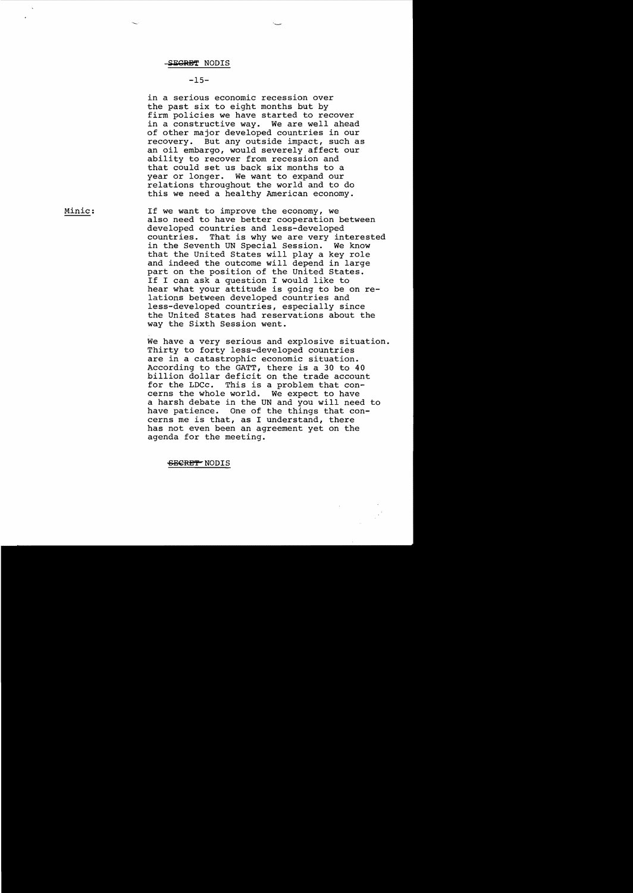in a serious economic recession over the past six to eight months but by firm policies we have started to recover in a constructive way. We are well ahead of other major developed countries in our recovery. But any outside impact, such as an oil embargo, would severely affect our ability to recover from recession and that could set us back six months to a year or longer. We want to expand our relations throughout the world and to do this we need a healthy American economy.

Minic: If we want to improve the economy, we also need to have better cooperation between developed countries and less-developed countries. That is why we are very interested in the Seventh UN Special Session. We know that the United States will play a key role and indeed the outcome will depend in large part on the position of the United States. If I can ask a question I would like to hear what your attitude is going to be on relations between developed countries and less-developed countries, especially since the United States had reservations about the way the Sixth Session went.

We have a very serious and explosive situation. Thirty to forty less-developed countries are in a catastrophic economic situation. According to the GATT, there is a 30 to 40 billion dollar deficit on the trade account for the LDCc. This is a problem that concerns the whole world. We expect to have a harsh debate in the UN and you will need to have patience. One of the things that concerns me is that, as I understand, there has not even been an agreement yet on the agenda for the meeting.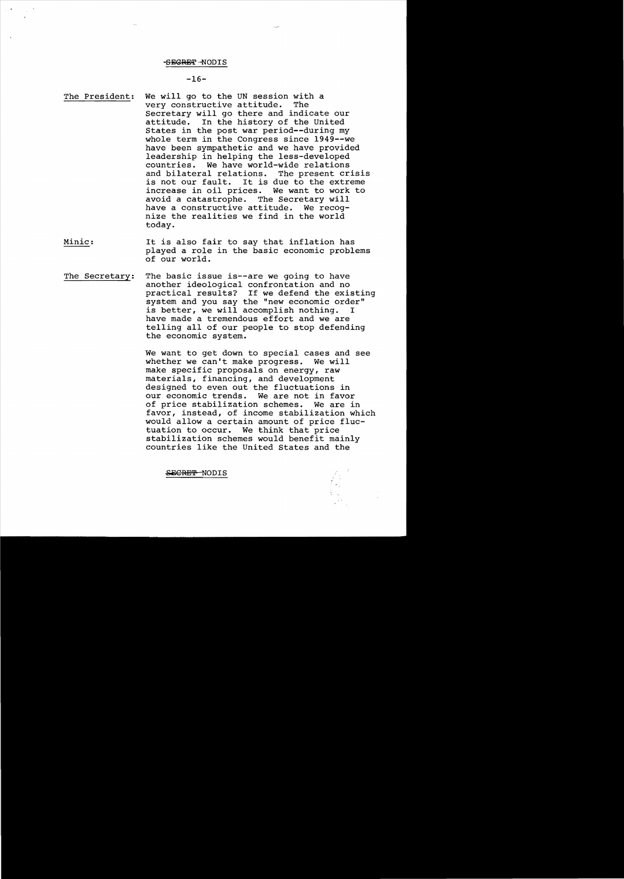The President: We will go to the UN session with a very constructive attitude. The Secretary will go there and indicate our attitude. In the history of the United States in the post war period--during my whole term in the Congress since 1949--we have been sympathetic and we have provided leadership in helping the less-developed countries. We have world-wide relations and bilateral relations. The present crisis is not our fault. It is due to the extreme increase in oil prices. We want to work to avoid a catastrophe. The Secretary will have a constructive attitude. We recognize the realities we find in the world today.

Minic: It is also fair to say that inflation has played a role in the basic economic problems of our world.

The Secretary: The basic issue is--are we going to have another ideological confrontation and no practical results? If we defend the existing system and you say the "new economic order" is better, we will accomplish nothing. I have made a tremendous effort and we are telling all of our people to stop defending the economic system.

We want to get down to special cases and see whether we can't make progress. We will make specific proposals on energy, raw materials, financing, and development designed to even out the fluctuations in our economic trends. We are not in favor of price stabilization schemes. We are in favor, instead, of income stabilization which would allow a certain amount of price fluctuation to occur. We think that price stabilization schemes would benefit mainly countries like the United States and the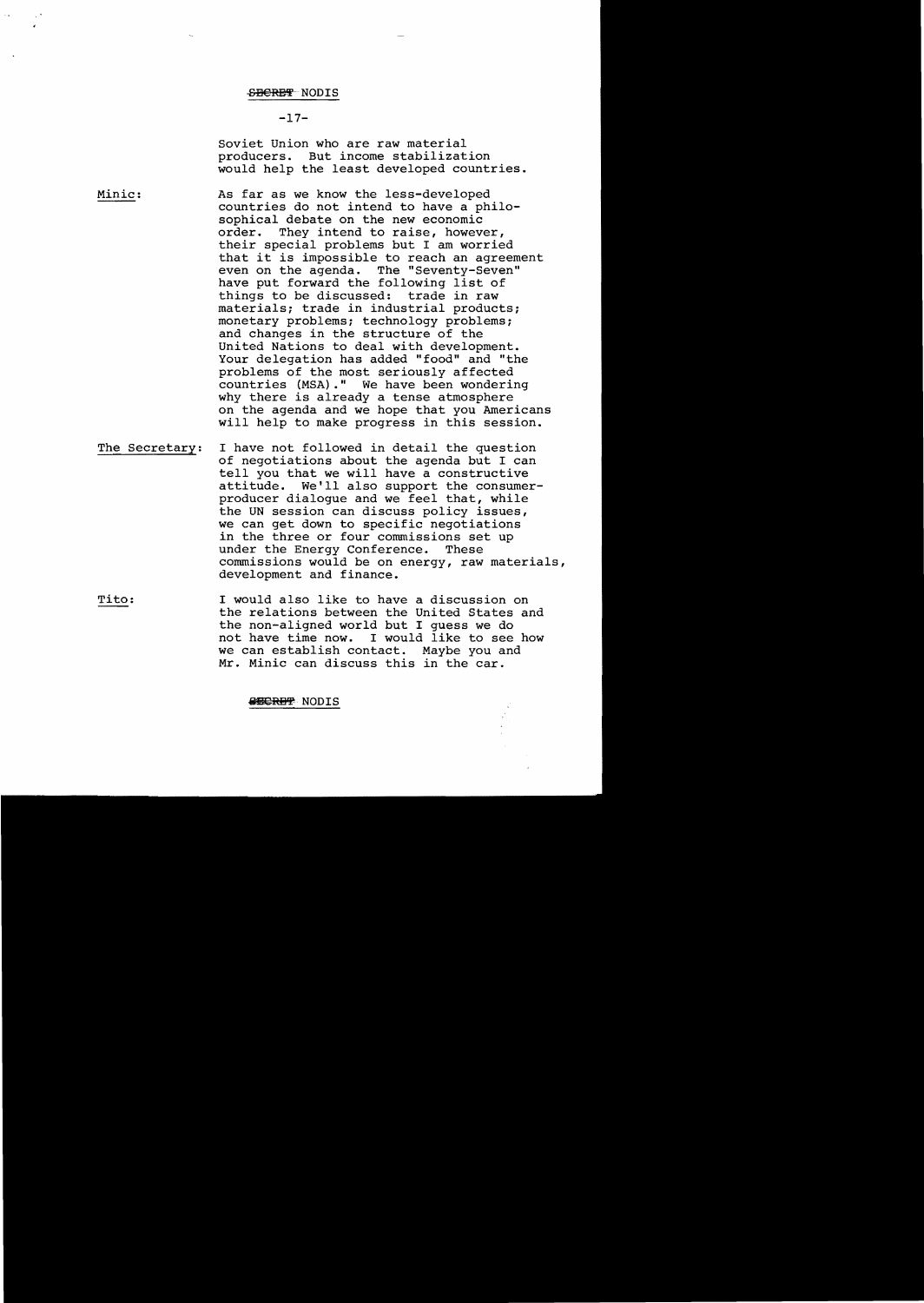Soviet Union who are raw material producers. But income stabilization would help the least developed countries.

Minic: As far as we know the less-developed countries do not intend to have a philosophical debate on the new economic order. They intend to raise, however, their special problems but I am worried that it is impossible to reach an agreement even on the agenda. The "Seventy-Seven" have put forward the following list of things to be discussed: trade in raw materials; trade in industrial products; monetary problems; technology problems; and changes in the structure of the United Nations to deal with development. Your delegation has added "food" and "the problems of the most seriously affected countries (MSA)." We have been wondering why there is already a tense atmosphere on the agenda and we hope that you Americans will help to make progress in this session.

The Secretary: I have not followed in detail the question of negotiations about the agenda but I can tell you that we will have a constructive attitude. We'll also support the consumer-producer dialogue and we feel that, while the UN session can discuss policy issues, we can get down to specific negotiations in the three or four commissions set up under the Energy Conference. These commissions would be on energy, raw materials, development and finance.

Tito: I would also like to have a discussion on the relations between the United States and the non-aligned world but I guess we do not have time now. I would like to see how we can establish contact. Maybe you and Mr. Minic can discuss this in the car.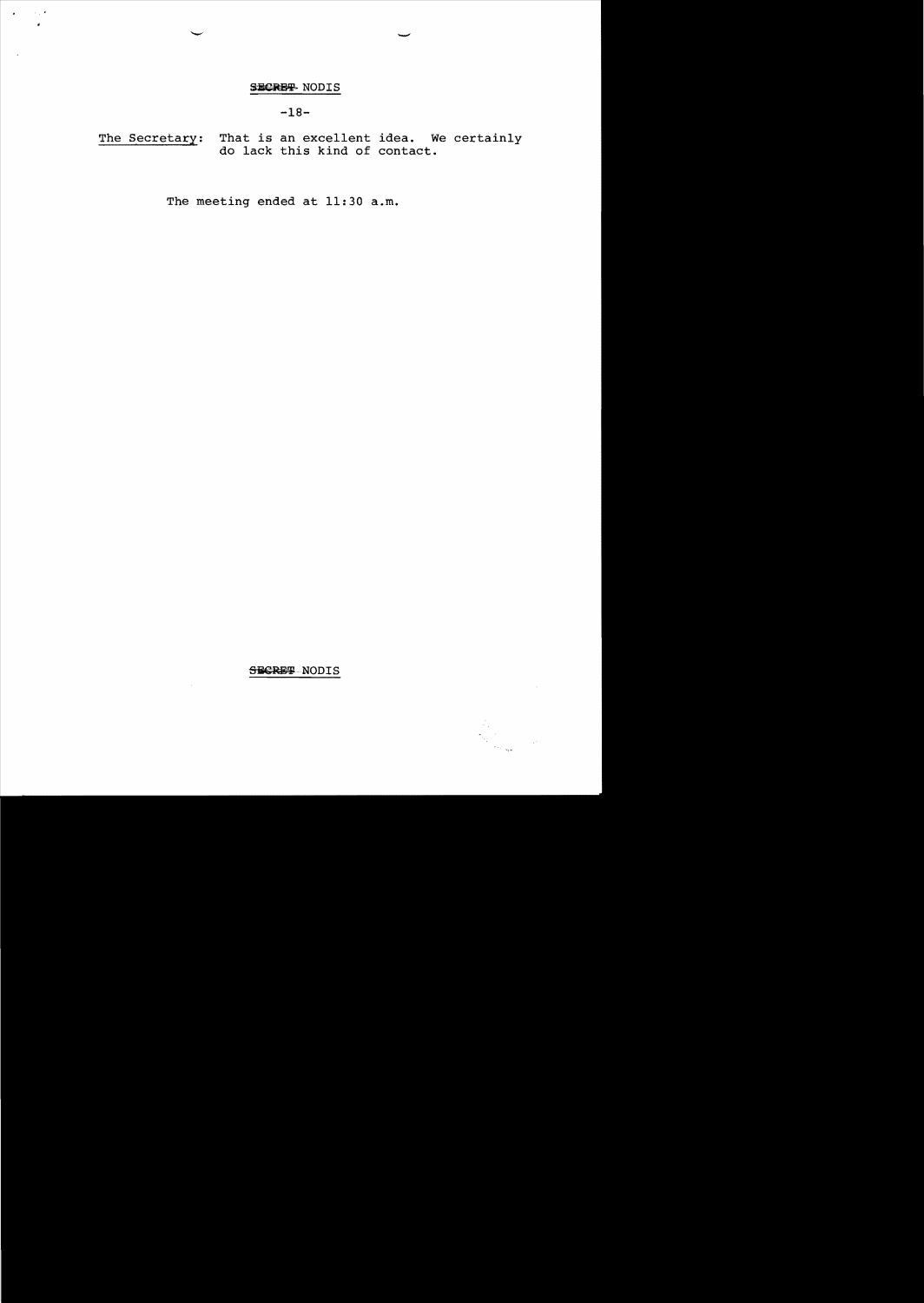SECRET NODIS

The Secretary: That is an excellent idea. We certainly do lack this kind of contact.

The meeting ended at 11:30 a.m.

SECRET NODIS